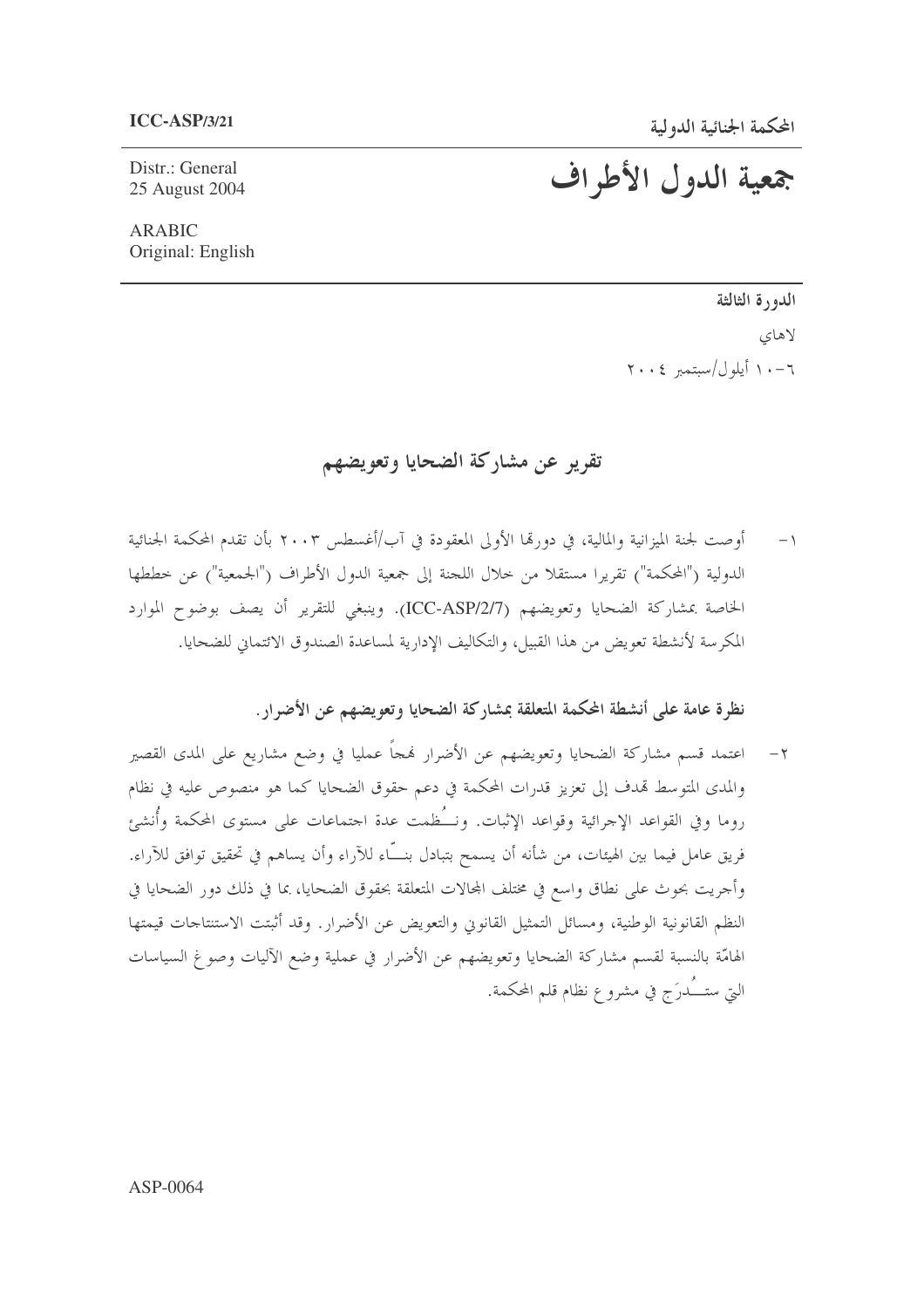**ICC-ASP/3/21**

**المحكمة الجنائية الدولية**

Distr.: General
25 August 2004

# جمعية الدول الأطراف

ARABIC
Original: English

**الدورة الثالثة**

لاهاي

٦-١٠ أيلول/سبتمبر ٢٠٠٤

## تقرير عن مشاركة الضحايا وتعويضهم

١- أوصت لجنة الميزانية والمالية، في دورتها الأولى المعقودة في آب/أغسطس ٢٠٠٣ بأن تقدم المحكمة الجنائية الدولية ("المحكمة") تقريرا مستقلا من خلال اللجنة إلى جمعية الدول الأطراف ("الجمعية") عن خططها الخاصة بمشاركة الضحايا وتعويضهم (ICC-ASP/2/7). وينبغي للتقرير أن يصف بوضوح الموارد المكرسة لأنشطة تعويض من هذا القبيل، والتكاليف الإدارية لمساعدة الصندوق الائتماني للضحايا.

### نظرة عامة على أنشطة المحكمة المتعلقة بمشاركة الضحايا وتعويضهم عن الأضرار.

٢- اعتمد قسم مشاركة الضحايا وتعويضهم عن الأضرار نهجاً عمليا في وضع مشاريع على المدى القصير والمدى المتوسط تهدف إلى تعزيز قدرات المحكمة في دعم حقوق الضحايا كما هو منصوص عليه في نظام روما وفي القواعد الإجرائية وقواعد الإثبات. ونُظمت عدة اجتماعات على مستوى المحكمة وأُنشئ فريق عامل فيما بين الهيئات، من شأنه أن يسمح بتبادل بنّاء للآراء وأن يساهم في تحقيق توافق للآراء. وأجريت بحوث على نطاق واسع في مختلف المجالات المتعلقة بحقوق الضحايا، بما في ذلك دور الضحايا في النظم القانونية الوطنية، ومسائل التمثيل القانوني والتعويض عن الأضرار. وقد أثبتت الاستنتاجات قيمتها الهامّة بالنسبة لقسم مشاركة الضحايا وتعويضهم عن الأضرار في عملية وضع الآليات وصوغ السياسات التي ستُدرَج في مشروع نظام قلم المحكمة.

ASP-0064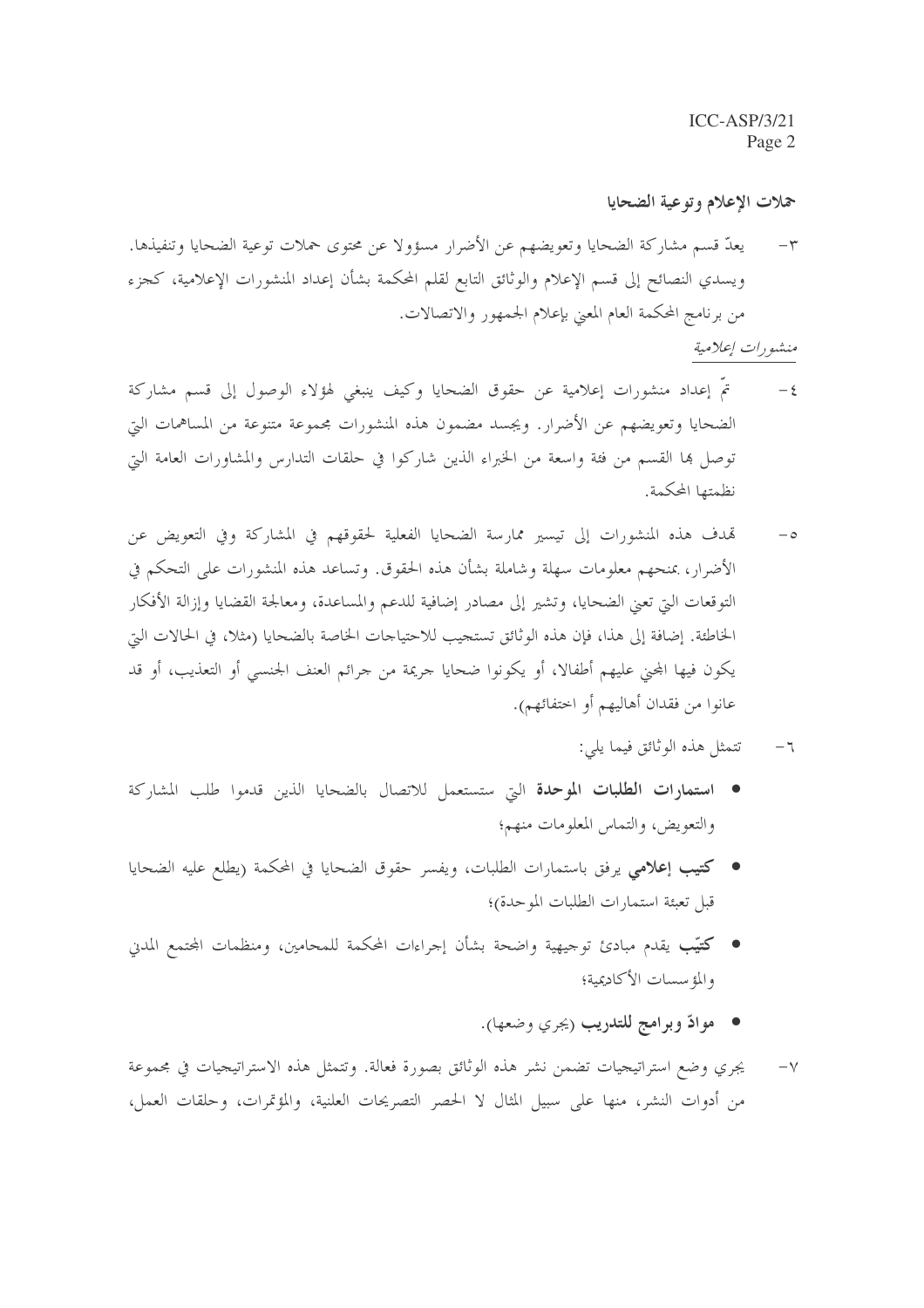## حملات الإعلام وتوعية الضحايا

٣- يعدّ قسم مشاركة الضحايا وتعويضهم عن الأضرار مسؤولا عن محتوى حملات توعية الضحايا وتنفيذها. ويسدي النصائح إلى قسم الإعلام والوثائق التابع لقلم المحكمة بشأن إعداد المنشورات الإعلامية، كجزء من برنامج المحكمة العام المعني بإعلام الجمهور والاتصالات.

*منشورات إعلامية*

٤- تمّ إعداد منشورات إعلامية عن حقوق الضحايا وكيف ينبغي لهؤلاء الوصول إلى قسم مشاركة الضحايا وتعويضهم عن الأضرار. ويجسد مضمون هذه المنشورات مجموعة متنوعة من المساهمات التي توصل بها القسم من فئة واسعة من الخبراء الذين شاركوا في حلقات التدارس والمشاورات العامة التي نظمتها المحكمة.

٥- تهدف هذه المنشورات إلى تيسير ممارسة الضحايا الفعلية لحقوقهم في المشاركة وفي التعويض عن الأضرار، بمنحهم معلومات سهلة وشاملة بشأن هذه الحقوق. وتساعد هذه المنشورات على التحكم في التوقعات التي تعني الضحايا، وتشير إلى مصادر إضافية للدعم والمساعدة، ومعالجة القضايا وإزالة الأفكار الخاطئة. إضافة إلى هذا، فإن هذه الوثائق تستجيب للاحتياجات الخاصة بالضحايا (مثلا، في الحالات التي يكون فيها المجني عليهم أطفالا، أو يكونوا ضحايا جريمة من جرائم العنف الجنسي أو التعذيب، أو قد عانوا من فقدان أهاليهم أو اختفائهم).

٦- تتمثل هذه الوثائق فيما يلي:

- **استمارات الطلبات الموحدة** التي ستستعمل للاتصال بالضحايا الذين قدموا طلب المشاركة والتعويض، والتماس المعلومات منهم؛
- **كتيب إعلامي** يرفق باستمارات الطلبات، ويفسر حقوق الضحايا في المحكمة (يطلع عليه الضحايا قبل تعبئة استمارات الطلبات الموحدة)؛
- **كتيّب** يقدم مبادئ توجيهية واضحة بشأن إجراءات المحكمة للمحامين، ومنظمات المجتمع المدني والمؤسسات الأكاديمية؛
- **موادّ وبرامج للتدريب** (يجري وضعها).

٧- يجري وضع استراتيجيات تضمن نشر هذه الوثائق بصورة فعالة. وتتمثل هذه الاستراتيجيات في مجموعة من أدوات النشر، منها على سبيل المثال لا الحصر التصريحات العلنية، والمؤتمرات، وحلقات العمل،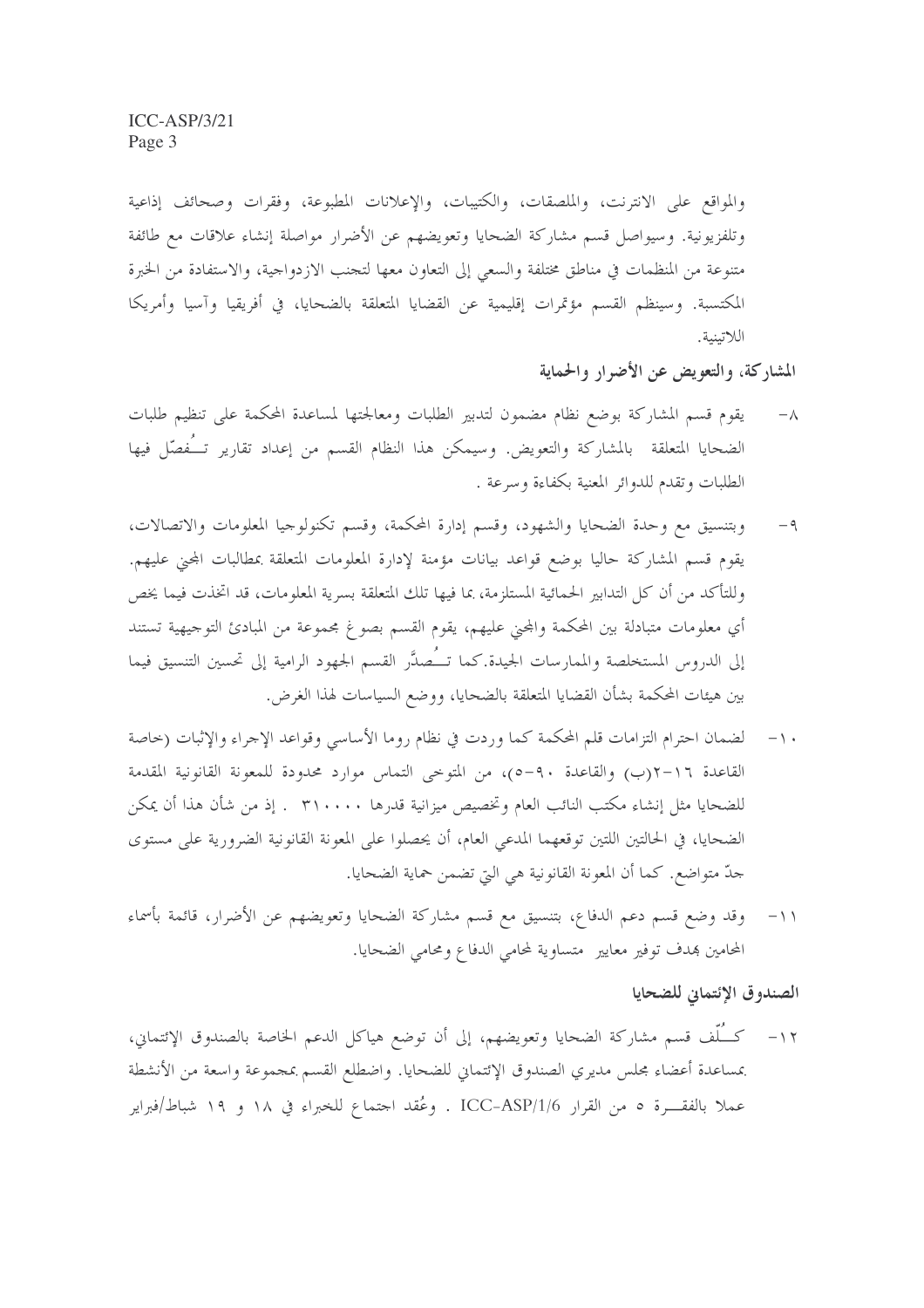والمواقع على الانترنت، والملصقات، والكتيبات، والإعلانات المطبوعة، وفقرات وصحائف إذاعية وتلفزيونية. وسيواصل قسم مشاركة الضحايا وتعويضهم عن الأضرار مواصلة إنشاء علاقات مع طائفة متنوعة من المنظمات في مناطق مختلفة والسعي إلى التعاون معها لتجنب الازدواجية، والاستفادة من الخبرة المكتسبة. وسينظم القسم مؤتمرات إقليمية عن القضايا المتعلقة بالضحايا، في أفريقيا وآسيا وأمريكا اللاتينية.

**المشاركة، والتعويض عن الأضرار والحماية**

٨- يقوم قسم المشاركة بوضع نظام مضمون لتدبير الطلبات ومعالجتها لمساعدة المحكمة على تنظيم طلبات الضحايا المتعلقة بالمشاركة والتعويض. وسيمكن هذا النظام القسم من إعداد تقارير تُفصّل فيها الطلبات وتقدم للدوائر المعنية بكفاءة وسرعة .

٩- وبتنسيق مع وحدة الضحايا والشهود، وقسم إدارة المحكمة، وقسم تكنولوجيا المعلومات والاتصالات، يقوم قسم المشاركة حاليا بوضع قواعد بيانات مؤمنة لإدارة المعلومات المتعلقة بمطالبات المجني عليهم. وللتأكد من أن كل التدابير الحمائية المستلزمة، بما فيها تلك المتعلقة بسرية المعلومات، قد اتخذت فيما يخص أي معلومات متبادلة بين المحكمة والمجني عليهم، يقوم القسم بصوغ مجموعة من المبادئ التوجيهية تستند إلى الدروس المستخلصة والممارسات الجيدة.كما تُصدَّر القسم الجهود الرامية إلى تحسين التنسيق فيما بين هيئات المحكمة بشأن القضايا المتعلقة بالضحايا، ووضع السياسات لهذا الغرض.

١٠- لضمان احترام التزامات قلم المحكمة كما وردت في نظام روما الأساسي وقواعد الإجراء والإثبات (خاصة القاعدة ١٦-٢(ب) والقاعدة ٩٠-٥)، من المتوخى التماس موارد محدودة للمعونة القانونية المقدمة للضحايا مثل إنشاء مكتب النائب العام وتخصيص ميزانية قدرها ٣١٠٠٠٠ . إذ من شأن هذا أن يمكن الضحايا، في الحالتين اللتين توقعهما المدعي العام، أن يحصلوا على المعونة القانونية الضرورية على مستوى جدّ متواضع. كما أن المعونة القانونية هي التي تضمن حماية الضحايا.

١١- وقد وضع قسم دعم الدفاع، بتنسيق مع قسم مشاركة الضحايا وتعويضهم عن الأضرار، قائمة بأسماء المحامين بهدف توفير معايير متساوية لمحامي الدفاع ومحامي الضحايا.

**الصندوق الإئتماني للضحايا**

١٢- كُلّف قسم مشاركة الضحايا وتعويضهم، إلى أن توضع هياكل الدعم الخاصة بالصندوق الإئتماني، بمساعدة أعضاء مجلس مديري الصندوق الإئتماني للضحايا. واضطلع القسم بمجموعة واسعة من الأنشطة عملا بالفقرة ٥ من القرار ICC-ASP/1/6 . وعُقد اجتماع للخبراء في ١٨ و ١٩ شباط/فبراير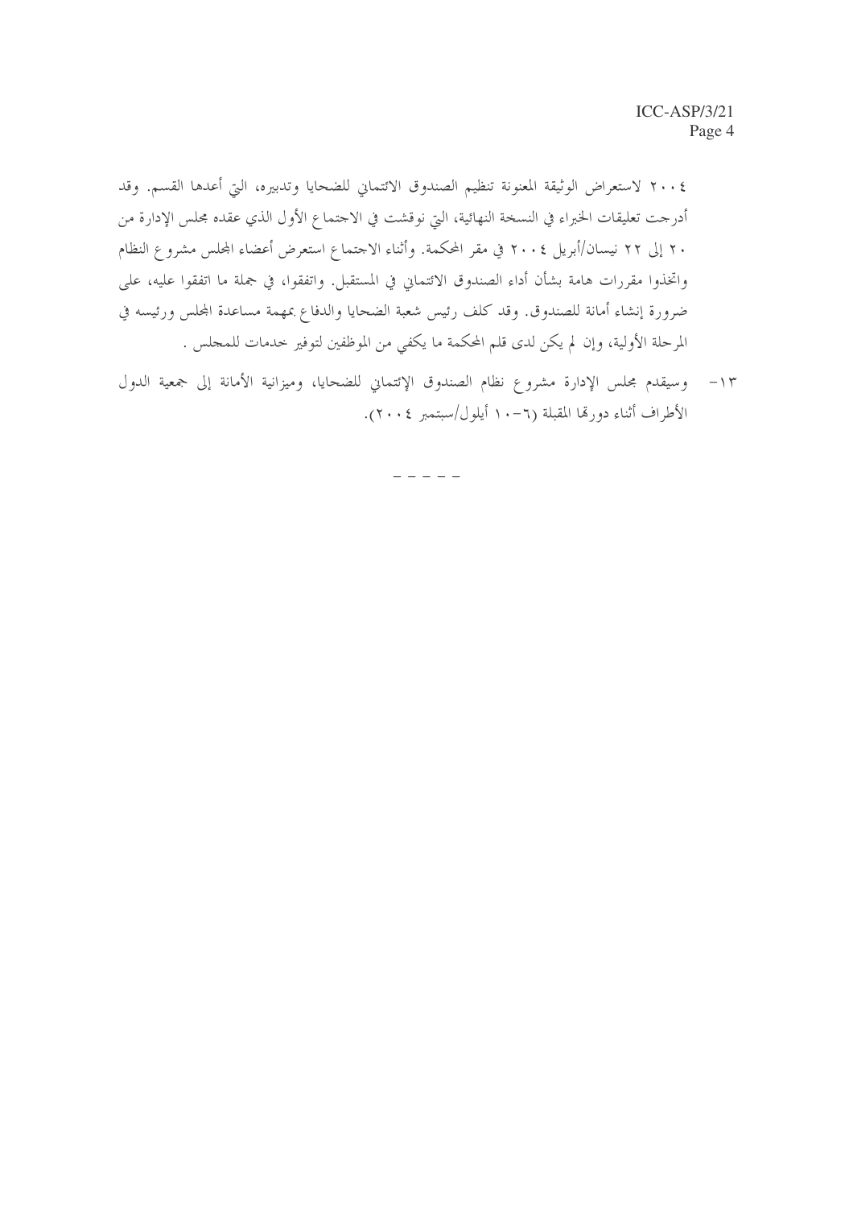٢٠٠٤ لاستعراض الوثيقة المعنونة تنظيم الصندوق الائتماني للضحايا وتدبيره، التي أعدها القسم. وقد أدرجت تعليقات الخبراء في النسخة النهائية، التي نوقشت في الاجتماع الأول الذي عقده مجلس الإدارة من ٢٠ إلى ٢٢ نيسان/أبريل ٢٠٠٤ في مقر المحكمة. وأثناء الاجتماع استعرض أعضاء المجلس مشروع النظام واتخذوا مقررات هامة بشأن أداء الصندوق الائتماني في المستقبل. واتفقوا، في جملة ما اتفقوا عليه، على ضرورة إنشاء أمانة للصندوق. وقد كلف رئيس شعبة الضحايا والدفاع بمهمة مساعدة المجلس ورئيسه في المرحلة الأولية، وإن لم يكن لدى قلم المحكمة ما يكفي من الموظفين لتوفير خدمات للمجلس .

١٣- وسيقدم مجلس الإدارة مشروع نظام الصندوق الإئتماني للضحايا، وميزانية الأمانة إلى جمعية الدول الأطراف أثناء دورتها المقبلة (٦-١٠ أيلول/سبتمبر ٢٠٠٤).

- - - - -